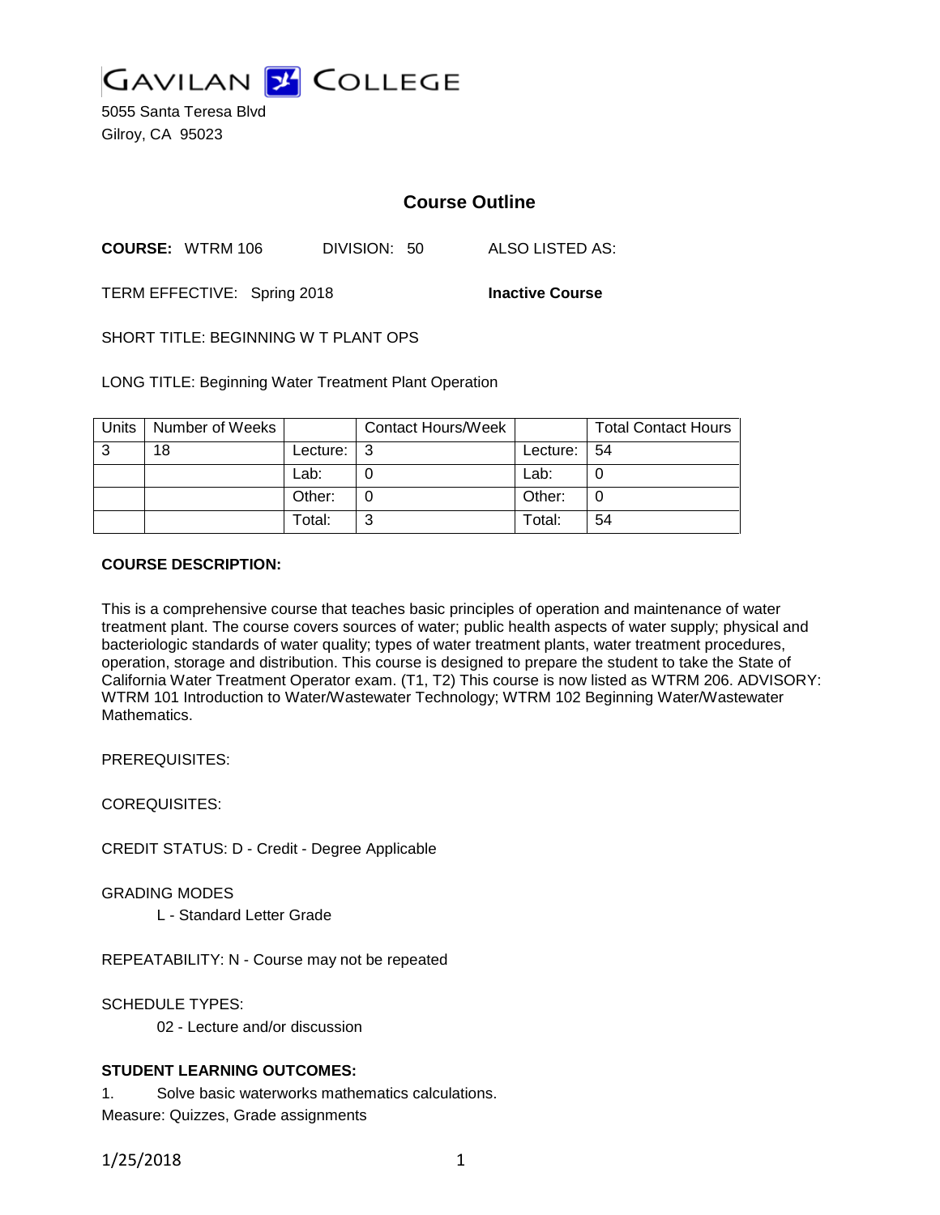GAVILAN COLLEGE

5055 Santa Teresa Blvd
Gilroy, CA 95023

# Course Outline

**COURSE:** WTRM 106 DIVISION: 50 ALSO LISTED AS:

TERM EFFECTIVE: Spring 2018 **Inactive Course**

SHORT TITLE: BEGINNING W T PLANT OPS

LONG TITLE: Beginning Water Treatment Plant Operation

| Units | Number of Weeks | | Contact Hours/Week | | Total Contact Hours |
|---|---|---|---|---|---|
| 3 | 18 | Lecture: | 3 | Lecture: | 54 |
| | | Lab: | 0 | Lab: | 0 |
| | | Other: | 0 | Other: | 0 |
| | | Total: | 3 | Total: | 54 |

**COURSE DESCRIPTION:**

This is a comprehensive course that teaches basic principles of operation and maintenance of water treatment plant. The course covers sources of water; public health aspects of water supply; physical and bacteriologic standards of water quality; types of water treatment plants, water treatment procedures, operation, storage and distribution. This course is designed to prepare the student to take the State of California Water Treatment Operator exam. (T1, T2) This course is now listed as WTRM 206. ADVISORY: WTRM 101 Introduction to Water/Wastewater Technology; WTRM 102 Beginning Water/Wastewater Mathematics.

PREREQUISITES:

COREQUISITES:

CREDIT STATUS: D - Credit - Degree Applicable

GRADING MODES

L - Standard Letter Grade

REPEATABILITY: N - Course may not be repeated

SCHEDULE TYPES:

02 - Lecture and/or discussion

**STUDENT LEARNING OUTCOMES:**

1. Solve basic waterworks mathematics calculations.

Measure: Quizzes, Grade assignments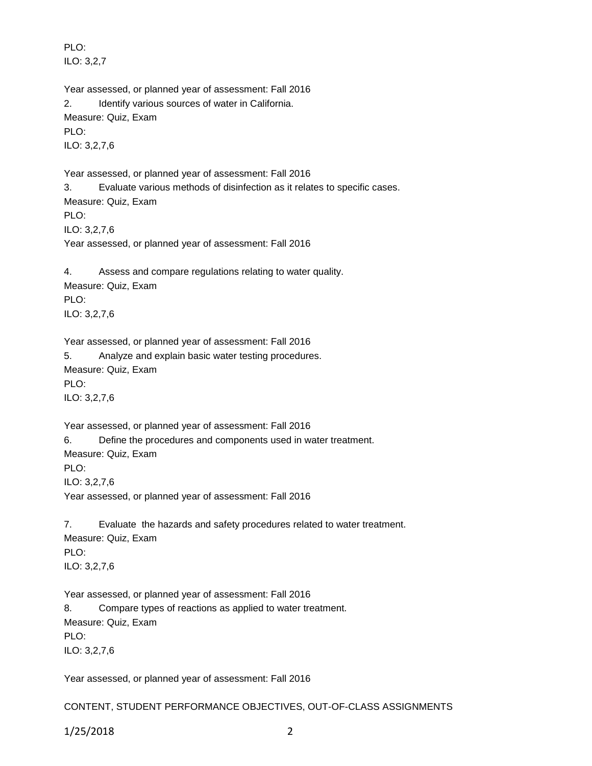PLO:
ILO: 3,2,7

Year assessed, or planned year of assessment: Fall 2016

2. Identify various sources of water in California.

Measure: Quiz, Exam
PLO:
ILO: 3,2,7,6

Year assessed, or planned year of assessment: Fall 2016

3. Evaluate various methods of disinfection as it relates to specific cases.

Measure: Quiz, Exam
PLO:
ILO: 3,2,7,6
Year assessed, or planned year of assessment: Fall 2016

4. Assess and compare regulations relating to water quality.

Measure: Quiz, Exam
PLO:
ILO: 3,2,7,6

Year assessed, or planned year of assessment: Fall 2016

5. Analyze and explain basic water testing procedures.

Measure: Quiz, Exam
PLO:
ILO: 3,2,7,6

Year assessed, or planned year of assessment: Fall 2016

6. Define the procedures and components used in water treatment.

Measure: Quiz, Exam
PLO:
ILO: 3,2,7,6
Year assessed, or planned year of assessment: Fall 2016

7. Evaluate the hazards and safety procedures related to water treatment.

Measure: Quiz, Exam
PLO:
ILO: 3,2,7,6

Year assessed, or planned year of assessment: Fall 2016

8. Compare types of reactions as applied to water treatment.

Measure: Quiz, Exam
PLO:
ILO: 3,2,7,6

Year assessed, or planned year of assessment: Fall 2016

CONTENT, STUDENT PERFORMANCE OBJECTIVES, OUT-OF-CLASS ASSIGNMENTS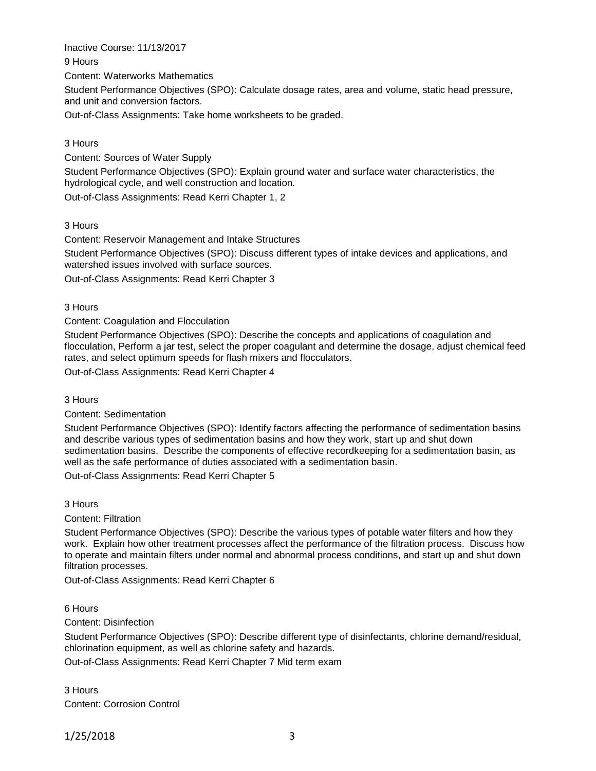Inactive Course: 11/13/2017

9 Hours

Content: Waterworks Mathematics

Student Performance Objectives (SPO): Calculate dosage rates, area and volume, static head pressure, and unit and conversion factors.

Out-of-Class Assignments: Take home worksheets to be graded.

3 Hours

Content: Sources of Water Supply

Student Performance Objectives (SPO): Explain ground water and surface water characteristics, the hydrological cycle, and well construction and location.

Out-of-Class Assignments: Read Kerri Chapter 1, 2

3 Hours

Content: Reservoir Management and Intake Structures

Student Performance Objectives (SPO): Discuss different types of intake devices and applications, and watershed issues involved with surface sources.

Out-of-Class Assignments: Read Kerri Chapter 3

3 Hours

Content: Coagulation and Flocculation

Student Performance Objectives (SPO): Describe the concepts and applications of coagulation and flocculation, Perform a jar test, select the proper coagulant and determine the dosage, adjust chemical feed rates, and select optimum speeds for flash mixers and flocculators.

Out-of-Class Assignments: Read Kerri Chapter 4

3 Hours

Content: Sedimentation

Student Performance Objectives (SPO): Identify factors affecting the performance of sedimentation basins and describe various types of sedimentation basins and how they work, start up and shut down sedimentation basins. Describe the components of effective recordkeeping for a sedimentation basin, as well as the safe performance of duties associated with a sedimentation basin.

Out-of-Class Assignments: Read Kerri Chapter 5

3 Hours

Content: Filtration

Student Performance Objectives (SPO): Describe the various types of potable water filters and how they work. Explain how other treatment processes affect the performance of the filtration process. Discuss how to operate and maintain filters under normal and abnormal process conditions, and start up and shut down filtration processes.

Out-of-Class Assignments: Read Kerri Chapter 6

6 Hours

Content: Disinfection

Student Performance Objectives (SPO): Describe different type of disinfectants, chlorine demand/residual, chlorination equipment, as well as chlorine safety and hazards.

Out-of-Class Assignments: Read Kerri Chapter 7 Mid term exam

3 Hours

Content: Corrosion Control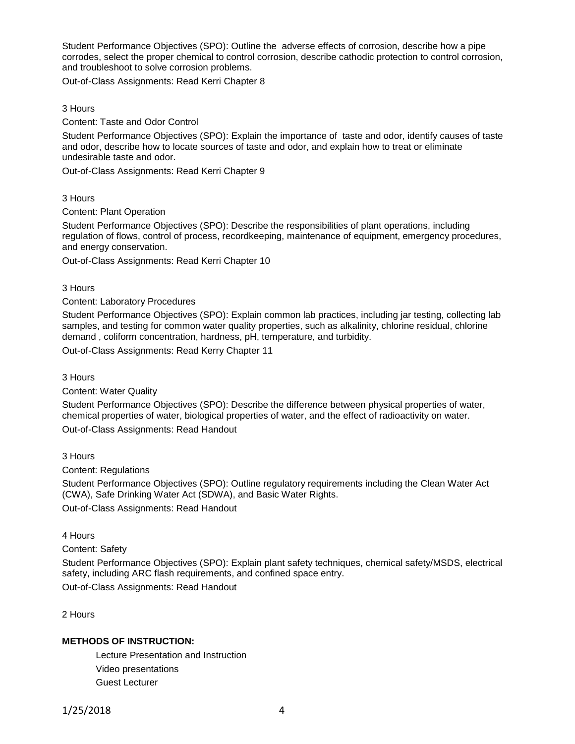Student Performance Objectives (SPO): Outline the adverse effects of corrosion, describe how a pipe corrodes, select the proper chemical to control corrosion, describe cathodic protection to control corrosion, and troubleshoot to solve corrosion problems.

Out-of-Class Assignments: Read Kerri Chapter 8

3 Hours

Content: Taste and Odor Control

Student Performance Objectives (SPO): Explain the importance of taste and odor, identify causes of taste and odor, describe how to locate sources of taste and odor, and explain how to treat or eliminate undesirable taste and odor.

Out-of-Class Assignments: Read Kerri Chapter 9

3 Hours

Content: Plant Operation

Student Performance Objectives (SPO): Describe the responsibilities of plant operations, including regulation of flows, control of process, recordkeeping, maintenance of equipment, emergency procedures, and energy conservation.

Out-of-Class Assignments: Read Kerri Chapter 10

3 Hours

Content: Laboratory Procedures

Student Performance Objectives (SPO): Explain common lab practices, including jar testing, collecting lab samples, and testing for common water quality properties, such as alkalinity, chlorine residual, chlorine demand , coliform concentration, hardness, pH, temperature, and turbidity.

Out-of-Class Assignments: Read Kerry Chapter 11

3 Hours

Content: Water Quality

Student Performance Objectives (SPO): Describe the difference between physical properties of water, chemical properties of water, biological properties of water, and the effect of radioactivity on water.

Out-of-Class Assignments: Read Handout

3 Hours

Content: Regulations

Student Performance Objectives (SPO): Outline regulatory requirements including the Clean Water Act (CWA), Safe Drinking Water Act (SDWA), and Basic Water Rights.

Out-of-Class Assignments: Read Handout

4 Hours

Content: Safety

Student Performance Objectives (SPO): Explain plant safety techniques, chemical safety/MSDS, electrical safety, including ARC flash requirements, and confined space entry.

Out-of-Class Assignments: Read Handout

2 Hours

**METHODS OF INSTRUCTION:**

Lecture Presentation and Instruction
Video presentations
Guest Lecturer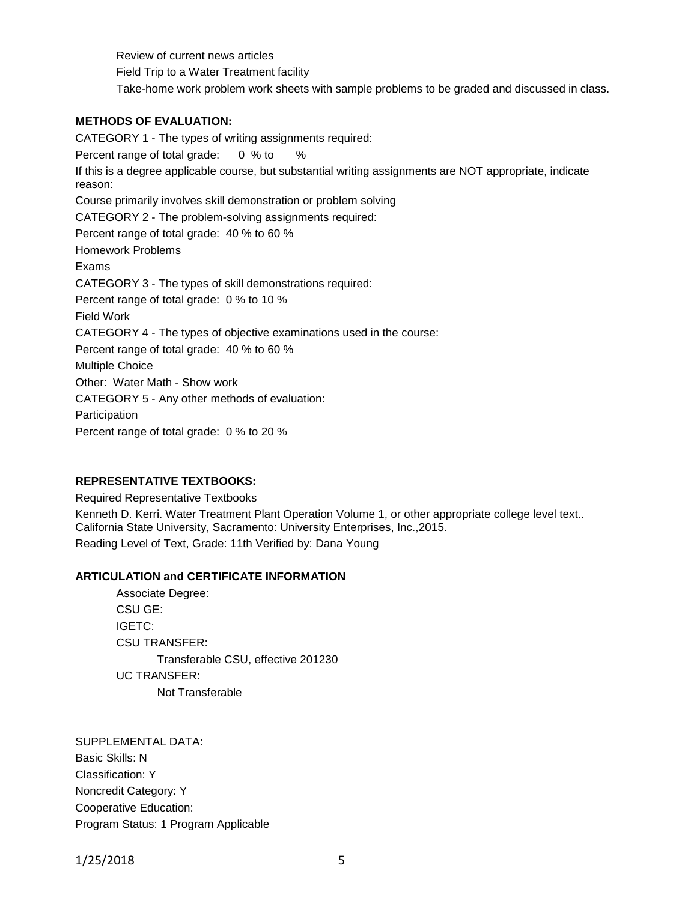Review of current news articles

Field Trip to a Water Treatment facility

Take-home work problem work sheets with sample problems to be graded and discussed in class.

**METHODS OF EVALUATION:**

CATEGORY 1 - The types of writing assignments required:

Percent range of total grade: 0 % to %

If this is a degree applicable course, but substantial writing assignments are NOT appropriate, indicate reason:

Course primarily involves skill demonstration or problem solving

CATEGORY 2 - The problem-solving assignments required:

Percent range of total grade: 40 % to 60 %

Homework Problems

Exams

CATEGORY 3 - The types of skill demonstrations required:

Percent range of total grade: 0 % to 10 %

Field Work

CATEGORY 4 - The types of objective examinations used in the course:

Percent range of total grade: 40 % to 60 %

Multiple Choice

Other: Water Math - Show work

CATEGORY 5 - Any other methods of evaluation:

Participation

Percent range of total grade: 0 % to 20 %

**REPRESENTATIVE TEXTBOOKS:**

Required Representative Textbooks

Kenneth D. Kerri. Water Treatment Plant Operation Volume 1, or other appropriate college level text.. California State University, Sacramento: University Enterprises, Inc.,2015.

Reading Level of Text, Grade: 11th Verified by: Dana Young

**ARTICULATION and CERTIFICATE INFORMATION**

Associate Degree:

CSU GE:

IGETC:

CSU TRANSFER:

Transferable CSU, effective 201230

UC TRANSFER:

Not Transferable

SUPPLEMENTAL DATA:

Basic Skills: N

Classification: Y

Noncredit Category: Y

Cooperative Education:

Program Status: 1 Program Applicable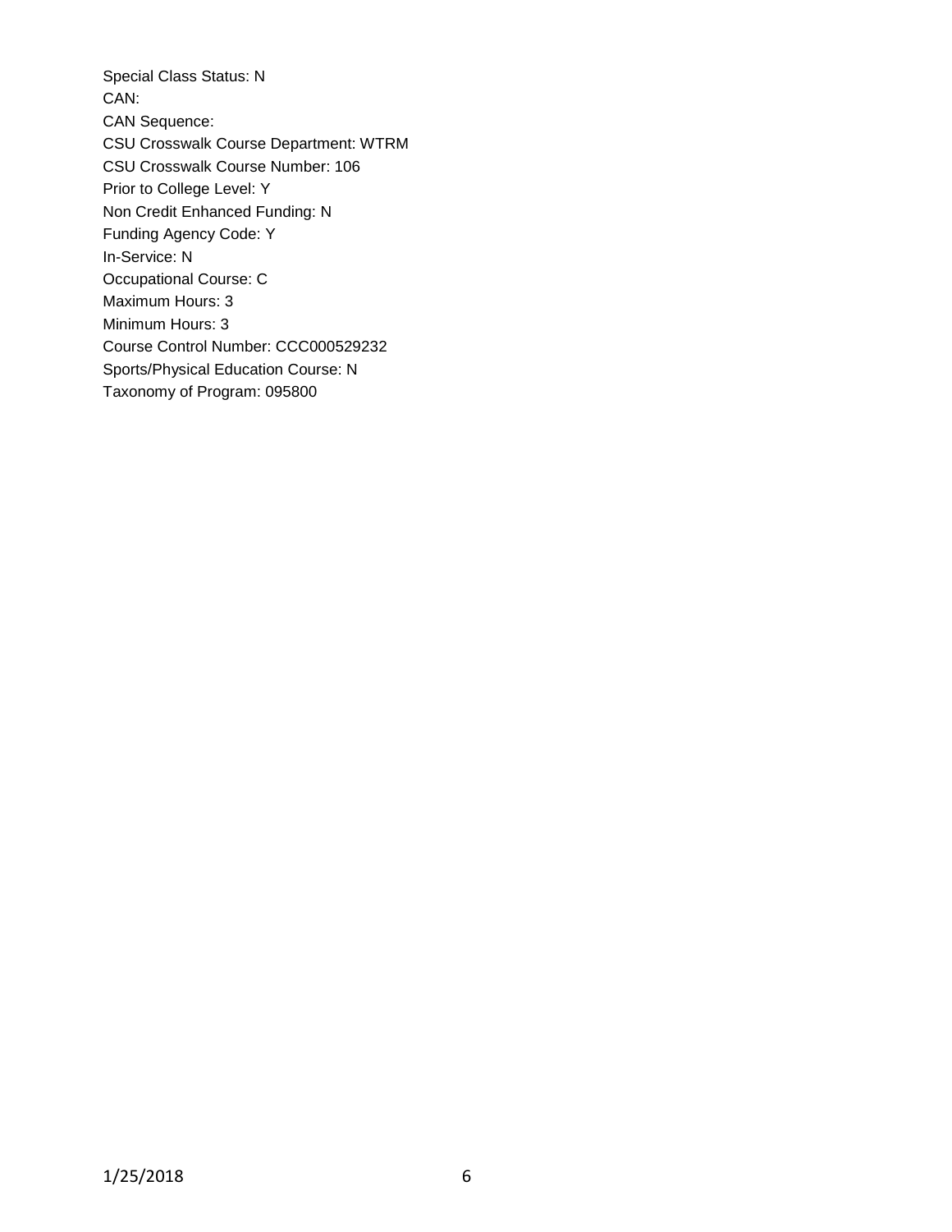Special Class Status: N
CAN:
CAN Sequence:
CSU Crosswalk Course Department: WTRM
CSU Crosswalk Course Number: 106
Prior to College Level: Y
Non Credit Enhanced Funding: N
Funding Agency Code: Y
In-Service: N
Occupational Course: C
Maximum Hours: 3
Minimum Hours: 3
Course Control Number: CCC000529232
Sports/Physical Education Course: N
Taxonomy of Program: 095800